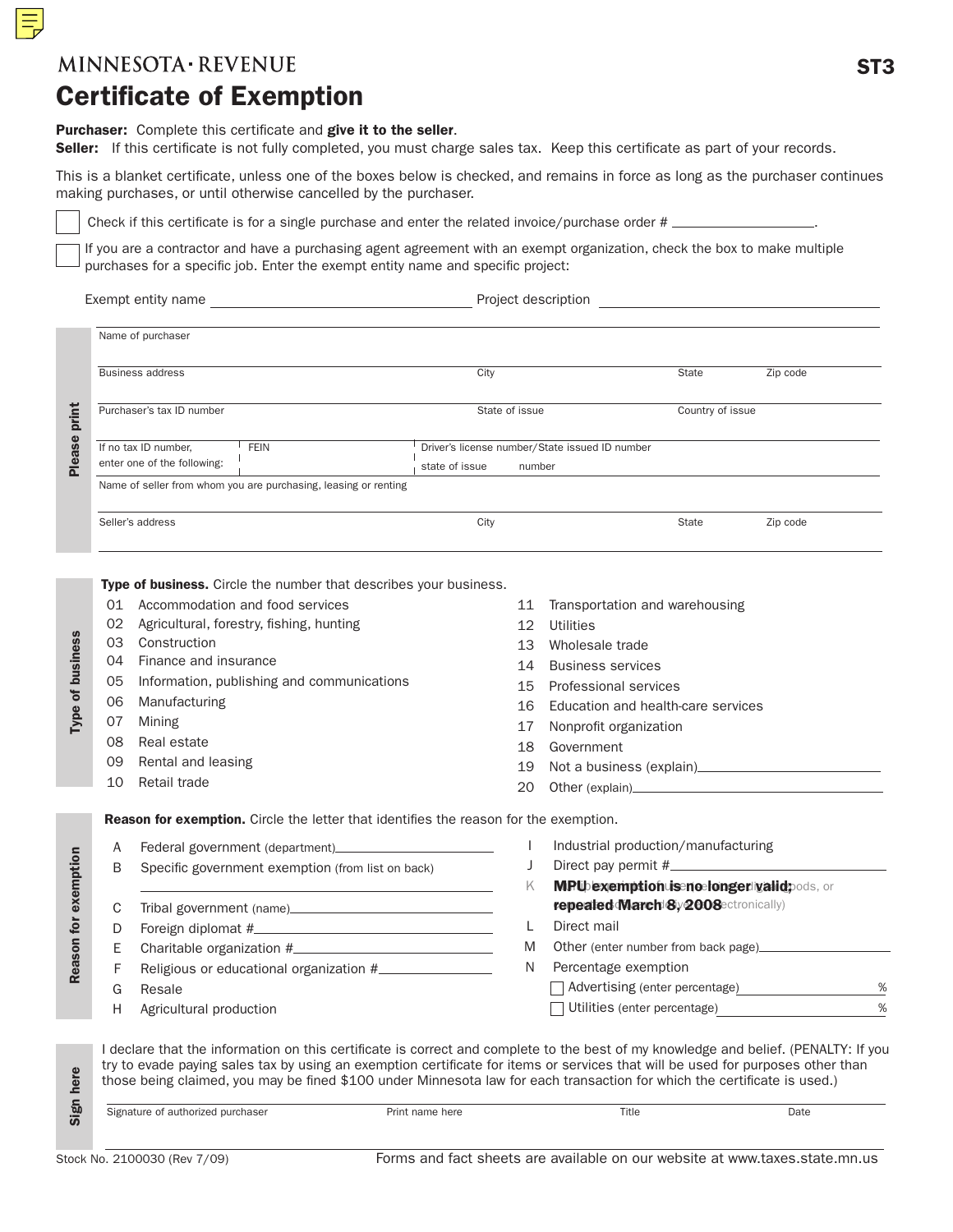MINNESOTA · REVENUE

# Certificate of Exemption

**ST3**

**Purchaser:** Complete this certificate and **give it to the seller**.
**Seller:** If this certificate is not fully completed, you must charge sales tax. Keep this certificate as part of your records.

This is a blanket certificate, unless one of the boxes below is checked, and remains in force as long as the purchaser continues making purchases, or until otherwise cancelled by the purchaser.

☐ Check if this certificate is for a single purchase and enter the related invoice/purchase order # ____________________.

☐ If you are a contractor and have a purchasing agent agreement with an exempt organization, check the box to make multiple purchases for a specific job. Enter the exempt entity name and specific project:

Exempt entity name ______________________________ Project description ______________________________

## Please print

| | | | |
|---|---|---|---|
| Name of purchaser | | | |
| Business address | City | State | Zip code |
| Purchaser's tax ID number | State of issue | Country of issue | |
| If no tax ID number, enter one of the following: FEIN | Driver's license number/State issued ID number — state of issue, number | | |
| Name of seller from whom you are purchasing, leasing or renting | | | |
| Seller's address | City | State | Zip code |

## Type of business

**Type of business.** Circle the number that describes your business.

- 01 Accommodation and food services
- 02 Agricultural, forestry, fishing, hunting
- 03 Construction
- 04 Finance and insurance
- 05 Information, publishing and communications
- 06 Manufacturing
- 07 Mining
- 08 Real estate
- 09 Rental and leasing
- 10 Retail trade
- 11 Transportation and warehousing
- 12 Utilities
- 13 Wholesale trade
- 14 Business services
- 15 Professional services
- 16 Education and health-care services
- 17 Nonprofit organization
- 18 Government
- 19 Not a business (explain)____________________
- 20 Other (explain)____________________

## Reason for exemption

**Reason for exemption.** Circle the letter that identifies the reason for the exemption.

- A Federal government (department)____________________
- B Specific government exemption (from list on back) ____________________
- C Tribal government (name)____________________
- D Foreign diplomat #____________________
- E Charitable organization #____________________
- F Religious or educational organization #____________________
- G Resale
- H Agricultural production
- I Industrial production/manufacturing
- J Direct pay permit #____________________
- K **MPU exemption is no longer valid; repealed March 8, 2008**
- L Direct mail
- M Other (enter number from back page)____________________
- N Percentage exemption
  - ☐ Advertising (enter percentage) ________ %
  - ☐ Utilities (enter percentage) ________ %

## Sign here

I declare that the information on this certificate is correct and complete to the best of my knowledge and belief. (PENALTY: If you try to evade paying sales tax by using an exemption certificate for items or services that will be used for purposes other than those being claimed, you may be fined $100 under Minnesota law for each transaction for which the certificate is used.)

| Signature of authorized purchaser | Print name here | Title | Date |
|---|---|---|---|
| | | | |

Stock No. 2100030 (Rev 7/09)     Forms and fact sheets are available on our website at www.taxes.state.mn.us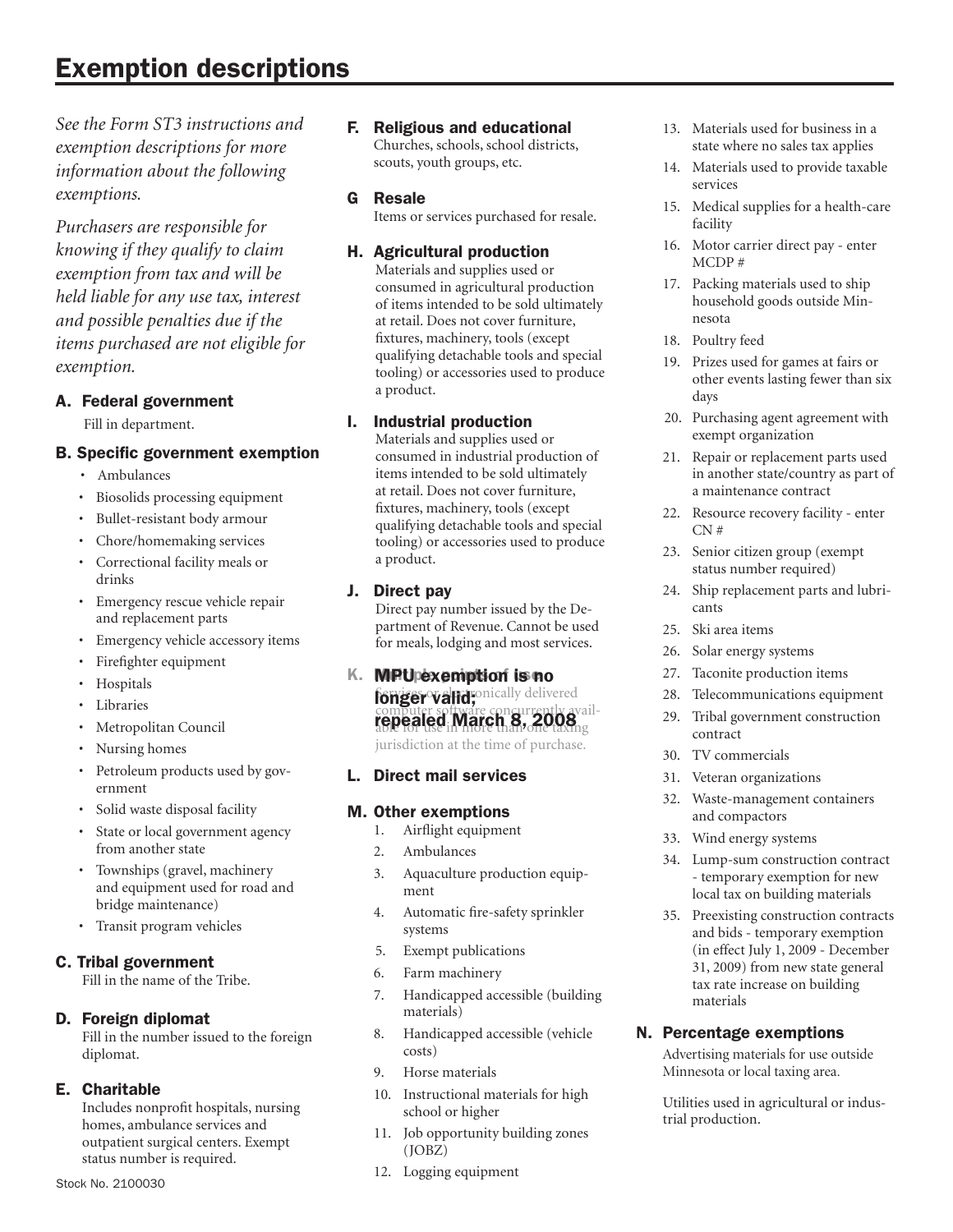# Exemption descriptions

*See the Form ST3 instructions and exemption descriptions for more information about the following exemptions.*

*Purchasers are responsible for knowing if they qualify to claim exemption from tax and will be held liable for any use tax, interest and possible penalties due if the items purchased are not eligible for exemption.*

### A. Federal government

Fill in department.

### B. Specific government exemption

- Ambulances
- Biosolids processing equipment
- Bullet-resistant body armour
- Chore/homemaking services
- Correctional facility meals or drinks
- Emergency rescue vehicle repair and replacement parts
- Emergency vehicle accessory items
- Firefighter equipment
- Hospitals
- Libraries
- Metropolitan Council
- Nursing homes
- Petroleum products used by government
- Solid waste disposal facility
- State or local government agency from another state
- Townships (gravel, machinery and equipment used for road and bridge maintenance)
- Transit program vehicles

### C. Tribal government

Fill in the name of the Tribe.

### D. Foreign diplomat

Fill in the number issued to the foreign diplomat.

### E. Charitable

Includes nonprofit hospitals, nursing homes, ambulance services and outpatient surgical centers. Exempt status number is required.

### F. Religious and educational

Churches, schools, school districts, scouts, youth groups, etc.

### G Resale

Items or services purchased for resale.

### H. Agricultural production

Materials and supplies used or consumed in agricultural production of items intended to be sold ultimately at retail. Does not cover furniture, fixtures, machinery, tools (except qualifying detachable tools and special tooling) or accessories used to produce a product.

### I. Industrial production

Materials and supplies used or consumed in industrial production of items intended to be sold ultimately at retail. Does not cover furniture, fixtures, machinery, tools (except qualifying detachable tools and special tooling) or accessories used to produce a product.

### J. Direct pay

Direct pay number issued by the Department of Revenue. Cannot be used for meals, lodging and most services.

### K. MPU exemption is no longer valid; repealed March 8, 2008

Multiple points of use: Services or electronically delivered computer software concurrently available for use in more than one taxing jurisdiction at the time of purchase.

### L. Direct mail services

### M. Other exemptions

1. Airflight equipment
2. Ambulances
3. Aquaculture production equipment
4. Automatic fire-safety sprinkler systems
5. Exempt publications
6. Farm machinery
7. Handicapped accessible (building materials)
8. Handicapped accessible (vehicle costs)
9. Horse materials
10. Instructional materials for high school or higher
11. Job opportunity building zones (JOBZ)
12. Logging equipment
13. Materials used for business in a state where no sales tax applies
14. Materials used to provide taxable services
15. Medical supplies for a health-care facility
16. Motor carrier direct pay - enter MCDP #
17. Packing materials used to ship household goods outside Minnesota
18. Poultry feed
19. Prizes used for games at fairs or other events lasting fewer than six days
20. Purchasing agent agreement with exempt organization
21. Repair or replacement parts used in another state/country as part of a maintenance contract
22. Resource recovery facility - enter CN #
23. Senior citizen group (exempt status number required)
24. Ship replacement parts and lubricants
25. Ski area items
26. Solar energy systems
27. Taconite production items
28. Telecommunications equipment
29. Tribal government construction contract
30. TV commercials
31. Veteran organizations
32. Waste-management containers and compactors
33. Wind energy systems
34. Lump-sum construction contract - temporary exemption for new local tax on building materials
35. Preexisting construction contracts and bids - temporary exemption (in effect July 1, 2009 - December 31, 2009) from new state general tax rate increase on building materials

### N. Percentage exemptions

Advertising materials for use outside Minnesota or local taxing area.

Utilities used in agricultural or industrial production.

Stock No. 2100030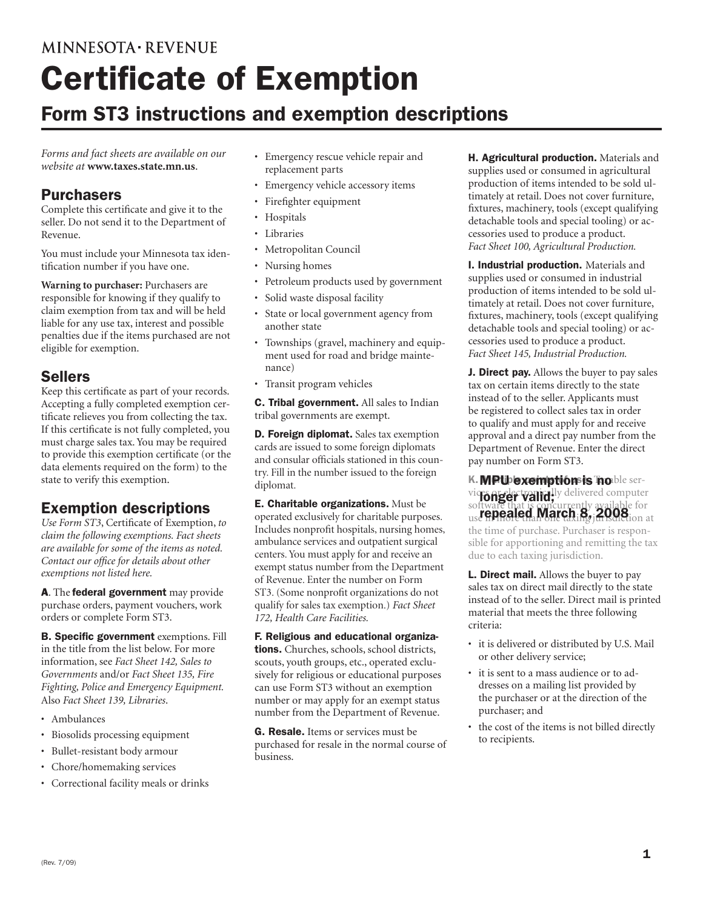MINNESOTA · REVENUE

# Certificate of Exemption

## Form ST3 instructions and exemption descriptions

*Forms and fact sheets are available on our website at* **www.taxes.state.mn.us**.

### Purchasers

Complete this certificate and give it to the seller. Do not send it to the Department of Revenue.

You must include your Minnesota tax identification number if you have one.

**Warning to purchaser:** Purchasers are responsible for knowing if they qualify to claim exemption from tax and will be held liable for any use tax, interest and possible penalties due if the items purchased are not eligible for exemption.

### Sellers

Keep this certificate as part of your records. Accepting a fully completed exemption certificate relieves you from collecting the tax. If this certificate is not fully completed, you must charge sales tax. You may be required to provide this exemption certificate (or the data elements required on the form) to the state to verify this exemption.

### Exemption descriptions

*Use Form ST3*, Certificate of Exemption, *to claim the following exemptions. Fact sheets are available for some of the items as noted. Contact our office for details about other exemptions not listed here.*

**A**. The **federal government** may provide purchase orders, payment vouchers, work orders or complete Form ST3.

**B. Specific government** exemptions. Fill in the title from the list below. For more information, see *Fact Sheet 142, Sales to Governments* and/or *Fact Sheet 135, Fire Fighting, Police and Emergency Equipment.* Also *Fact Sheet 139, Libraries*.

- Ambulances
- Biosolids processing equipment
- Bullet-resistant body armour
- Chore/homemaking services
- Correctional facility meals or drinks
- Emergency rescue vehicle repair and replacement parts
- Emergency vehicle accessory items
- Firefighter equipment
- Hospitals
- Libraries
- Metropolitan Council
- Nursing homes
- Petroleum products used by government
- Solid waste disposal facility
- State or local government agency from another state
- Townships (gravel, machinery and equipment used for road and bridge maintenance)
- Transit program vehicles

**C. Tribal government.** All sales to Indian tribal governments are exempt.

**D. Foreign diplomat.** Sales tax exemption cards are issued to some foreign diplomats and consular officials stationed in this country. Fill in the number issued to the foreign diplomat.

**E. Charitable organizations.** Must be operated exclusively for charitable purposes. Includes nonprofit hospitals, nursing homes, ambulance services and outpatient surgical centers. You must apply for and receive an exempt status number from the Department of Revenue. Enter the number on Form ST3. (Some nonprofit organizations do not qualify for sales tax exemption.) *Fact Sheet 172, Health Care Facilities.*

**F. Religious and educational organizations.** Churches, schools, school districts, scouts, youth groups, etc., operated exclusively for religious or educational purposes can use Form ST3 without an exemption number or may apply for an exempt status number from the Department of Revenue.

**G. Resale.** Items or services must be purchased for resale in the normal course of business.

**H. Agricultural production.** Materials and supplies used or consumed in agricultural production of items intended to be sold ultimately at retail. Does not cover furniture, fixtures, machinery, tools (except qualifying detachable tools and special tooling) or accessories used to produce a product. *Fact Sheet 100, Agricultural Production.*

**I. Industrial production.** Materials and supplies used or consumed in industrial production of items intended to be sold ultimately at retail. Does not cover furniture, fixtures, machinery, tools (except qualifying detachable tools and special tooling) or accessories used to produce a product. *Fact Sheet 145, Industrial Production.*

**J. Direct pay.** Allows the buyer to pay sales tax on certain items directly to the state instead of to the seller. Applicants must be registered to collect sales tax in order to qualify and must apply for and receive approval and a direct pay number from the Department of Revenue. Enter the direct pay number on Form ST3.

**MPU exemption is no longer valid; repealed March 8, 2008**

~~K. Multiple points of use. Taxable services or electronically delivered computer software that is concurrently available for use in more than one taxing jurisdiction at the time of purchase. Purchaser is responsible for apportioning and remitting the tax due to each taxing jurisdiction.~~

**L. Direct mail.** Allows the buyer to pay sales tax on direct mail directly to the state instead of to the seller. Direct mail is printed material that meets the three following criteria:

- it is delivered or distributed by U.S. Mail or other delivery service;
- it is sent to a mass audience or to addresses on a mailing list provided by the purchaser or at the direction of the purchaser; and
- the cost of the items is not billed directly to recipients.

(Rev. 7/09)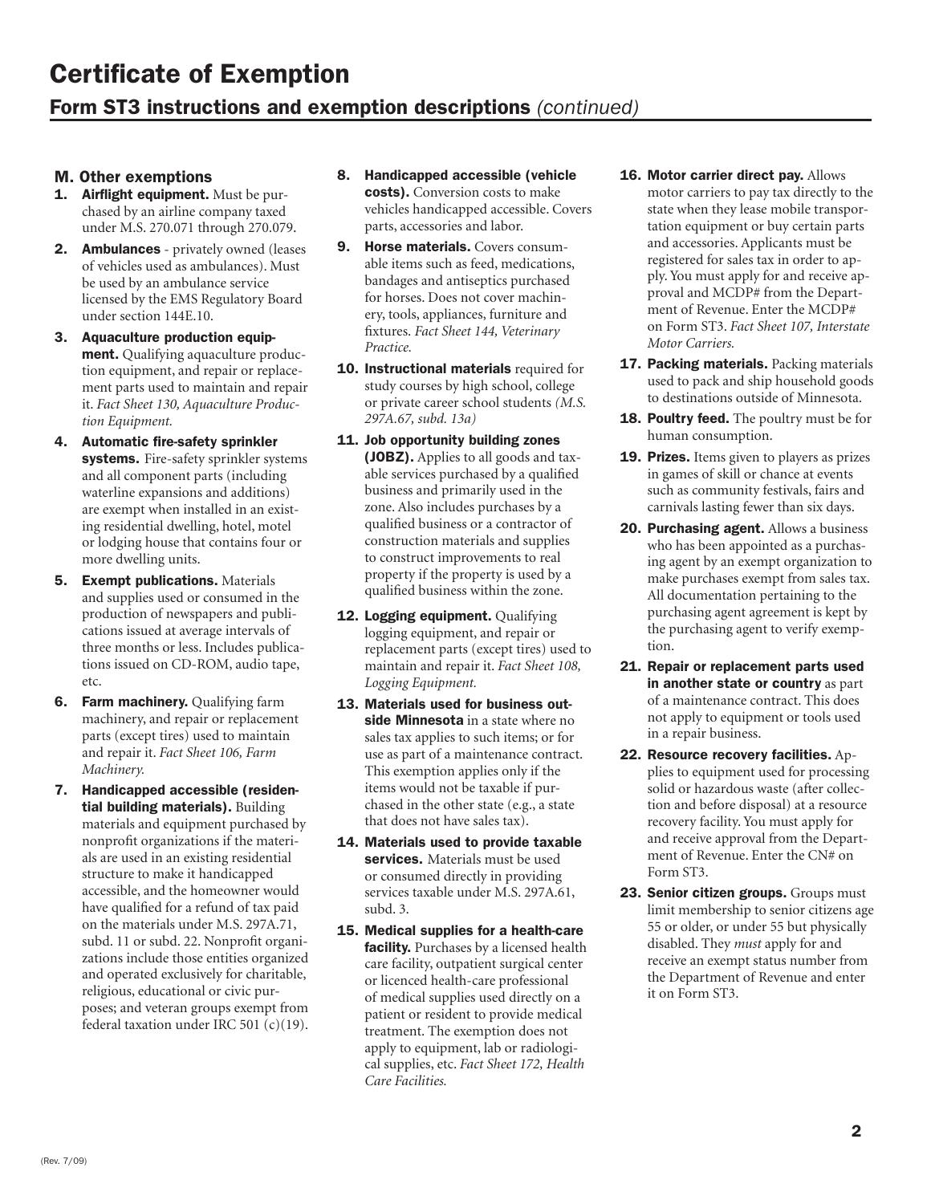# Certificate of Exemption

## Form ST3 instructions and exemption descriptions *(continued)*

### M. Other exemptions

1. **Airflight equipment.** Must be purchased by an airline company taxed under M.S. 270.071 through 270.079.
2. **Ambulances** - privately owned (leases of vehicles used as ambulances). Must be used by an ambulance service licensed by the EMS Regulatory Board under section 144E.10.
3. **Aquaculture production equipment.** Qualifying aquaculture production equipment, and repair or replacement parts used to maintain and repair it. *Fact Sheet 130, Aquaculture Production Equipment.*
4. **Automatic fire-safety sprinkler systems.** Fire-safety sprinkler systems and all component parts (including waterline expansions and additions) are exempt when installed in an existing residential dwelling, hotel, motel or lodging house that contains four or more dwelling units.
5. **Exempt publications.** Materials and supplies used or consumed in the production of newspapers and publications issued at average intervals of three months or less. Includes publications issued on CD-ROM, audio tape, etc.
6. **Farm machinery.** Qualifying farm machinery, and repair or replacement parts (except tires) used to maintain and repair it. *Fact Sheet 106, Farm Machinery.*
7. **Handicapped accessible (residential building materials).** Building materials and equipment purchased by nonprofit organizations if the materials are used in an existing residential structure to make it handicapped accessible, and the homeowner would have qualified for a refund of tax paid on the materials under M.S. 297A.71, subd. 11 or subd. 22. Nonprofit organizations include those entities organized and operated exclusively for charitable, religious, educational or civic purposes; and veteran groups exempt from federal taxation under IRC 501 (c)(19).
8. **Handicapped accessible (vehicle costs).** Conversion costs to make vehicles handicapped accessible. Covers parts, accessories and labor.
9. **Horse materials.** Covers consumable items such as feed, medications, bandages and antiseptics purchased for horses. Does not cover machinery, tools, appliances, furniture and fixtures. *Fact Sheet 144, Veterinary Practice.*
10. **Instructional materials** required for study courses by high school, college or private career school students *(M.S. 297A.67, subd. 13a)*
11. **Job opportunity building zones (JOBZ).** Applies to all goods and taxable services purchased by a qualified business and primarily used in the zone. Also includes purchases by a qualified business or a contractor of construction materials and supplies to construct improvements to real property if the property is used by a qualified business within the zone.
12. **Logging equipment.** Qualifying logging equipment, and repair or replacement parts (except tires) used to maintain and repair it. *Fact Sheet 108, Logging Equipment.*
13. **Materials used for business outside Minnesota** in a state where no sales tax applies to such items; or for use as part of a maintenance contract. This exemption applies only if the items would not be taxable if purchased in the other state (e.g., a state that does not have sales tax).
14. **Materials used to provide taxable services.** Materials must be used or consumed directly in providing services taxable under M.S. 297A.61, subd. 3.
15. **Medical supplies for a health-care facility.** Purchases by a licensed health care facility, outpatient surgical center or licenced health-care professional of medical supplies used directly on a patient or resident to provide medical treatment. The exemption does not apply to equipment, lab or radiological supplies, etc. *Fact Sheet 172, Health Care Facilities.*
16. **Motor carrier direct pay.** Allows motor carriers to pay tax directly to the state when they lease mobile transportation equipment or buy certain parts and accessories. Applicants must be registered for sales tax in order to apply. You must apply for and receive approval and MCDP# from the Department of Revenue. Enter the MCDP# on Form ST3. *Fact Sheet 107, Interstate Motor Carriers.*
17. **Packing materials.** Packing materials used to pack and ship household goods to destinations outside of Minnesota.
18. **Poultry feed.** The poultry must be for human consumption.
19. **Prizes.** Items given to players as prizes in games of skill or chance at events such as community festivals, fairs and carnivals lasting fewer than six days.
20. **Purchasing agent.** Allows a business who has been appointed as a purchasing agent by an exempt organization to make purchases exempt from sales tax. All documentation pertaining to the purchasing agent agreement is kept by the purchasing agent to verify exemption.
21. **Repair or replacement parts used in another state or country** as part of a maintenance contract. This does not apply to equipment or tools used in a repair business.
22. **Resource recovery facilities.** Applies to equipment used for processing solid or hazardous waste (after collection and before disposal) at a resource recovery facility. You must apply for and receive approval from the Department of Revenue. Enter the CN# on Form ST3.
23. **Senior citizen groups.** Groups must limit membership to senior citizens age 55 or older, or under 55 but physically disabled. They *must* apply for and receive an exempt status number from the Department of Revenue and enter it on Form ST3.

(Rev. 7/09)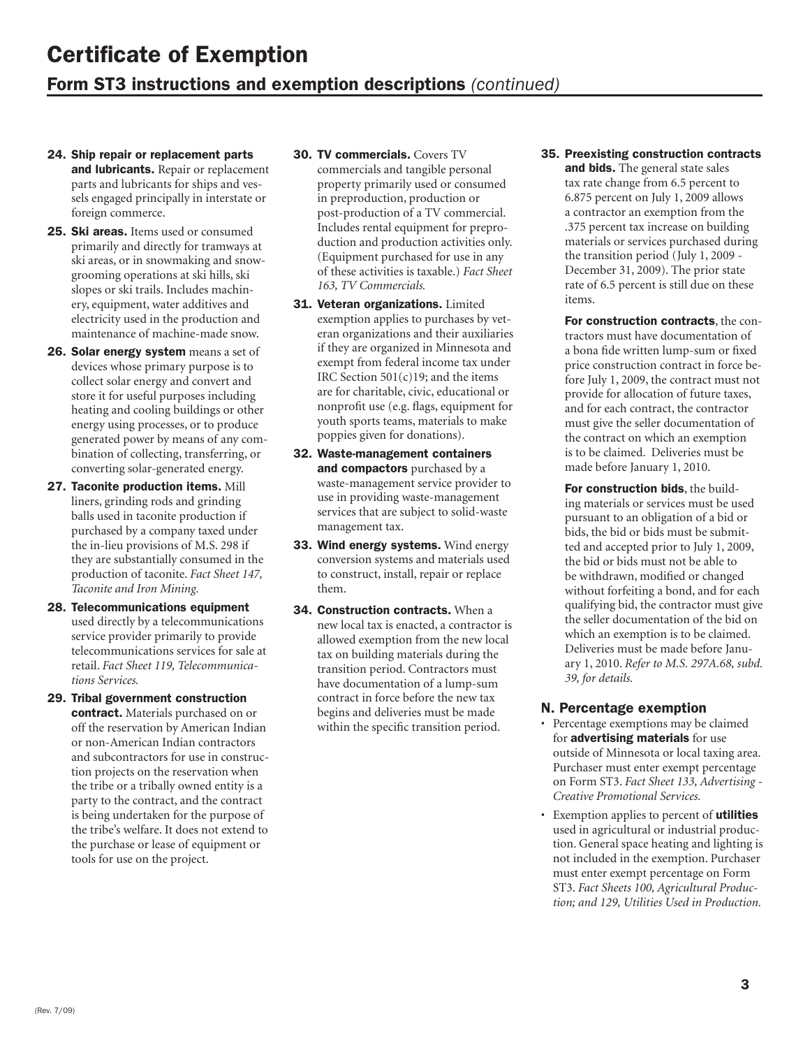# Certificate of Exemption

## Form ST3 instructions and exemption descriptions *(continued)*

**24. Ship repair or replacement parts and lubricants.** Repair or replacement parts and lubricants for ships and vessels engaged principally in interstate or foreign commerce.

**25. Ski areas.** Items used or consumed primarily and directly for tramways at ski areas, or in snowmaking and snow-grooming operations at ski hills, ski slopes or ski trails. Includes machinery, equipment, water additives and electricity used in the production and maintenance of machine-made snow.

**26. Solar energy system** means a set of devices whose primary purpose is to collect solar energy and convert and store it for useful purposes including heating and cooling buildings or other energy using processes, or to produce generated power by means of any combination of collecting, transferring, or converting solar-generated energy.

**27. Taconite production items.** Mill liners, grinding rods and grinding balls used in taconite production if purchased by a company taxed under the in-lieu provisions of M.S. 298 if they are substantially consumed in the production of taconite. *Fact Sheet 147, Taconite and Iron Mining.*

**28. Telecommunications equipment** used directly by a telecommunications service provider primarily to provide telecommunications services for sale at retail. *Fact Sheet 119, Telecommunications Services.*

**29. Tribal government construction contract.** Materials purchased on or off the reservation by American Indian or non-American Indian contractors and subcontractors for use in construction projects on the reservation when the tribe or a tribally owned entity is a party to the contract, and the contract is being undertaken for the purpose of the tribe's welfare. It does not extend to the purchase or lease of equipment or tools for use on the project.

**30. TV commercials.** Covers TV commercials and tangible personal property primarily used or consumed in preproduction, production or post-production of a TV commercial. Includes rental equipment for preproduction and production activities only. (Equipment purchased for use in any of these activities is taxable.) *Fact Sheet 163, TV Commercials.*

**31. Veteran organizations.** Limited exemption applies to purchases by veteran organizations and their auxiliaries if they are organized in Minnesota and exempt from federal income tax under IRC Section 501(c)19; and the items are for charitable, civic, educational or nonprofit use (e.g. flags, equipment for youth sports teams, materials to make poppies given for donations).

**32. Waste-management containers and compactors** purchased by a waste-management service provider to use in providing waste-management services that are subject to solid-waste management tax.

**33. Wind energy systems.** Wind energy conversion systems and materials used to construct, install, repair or replace them.

**34. Construction contracts.** When a new local tax is enacted, a contractor is allowed exemption from the new local tax on building materials during the transition period. Contractors must have documentation of a lump-sum contract in force before the new tax begins and deliveries must be made within the specific transition period.

**35. Preexisting construction contracts and bids.** The general state sales tax rate change from 6.5 percent to 6.875 percent on July 1, 2009 allows a contractor an exemption from the .375 percent tax increase on building materials or services purchased during the transition period (July 1, 2009 - December 31, 2009). The prior state rate of 6.5 percent is still due on these items.

**For construction contracts**, the contractors must have documentation of a bona fide written lump-sum or fixed price construction contract in force before July 1, 2009, the contract must not provide for allocation of future taxes, and for each contract, the contractor must give the seller documentation of the contract on which an exemption is to be claimed. Deliveries must be made before January 1, 2010.

**For construction bids**, the building materials or services must be used pursuant to an obligation of a bid or bids, the bid or bids must be submitted and accepted prior to July 1, 2009, the bid or bids must not be able to be withdrawn, modified or changed without forfeiting a bond, and for each qualifying bid, the contractor must give the seller documentation of the bid on which an exemption is to be claimed. Deliveries must be made before January 1, 2010. *Refer to M.S. 297A.68, subd. 39, for details.*

### N. Percentage exemption

- Percentage exemptions may be claimed for **advertising materials** for use outside of Minnesota or local taxing area. Purchaser must enter exempt percentage on Form ST3. *Fact Sheet 133, Advertising - Creative Promotional Services.*
- Exemption applies to percent of **utilities** used in agricultural or industrial production. General space heating and lighting is not included in the exemption. Purchaser must enter exempt percentage on Form ST3. *Fact Sheets 100, Agricultural Production; and 129, Utilities Used in Production.*

(Rev. 7/09)